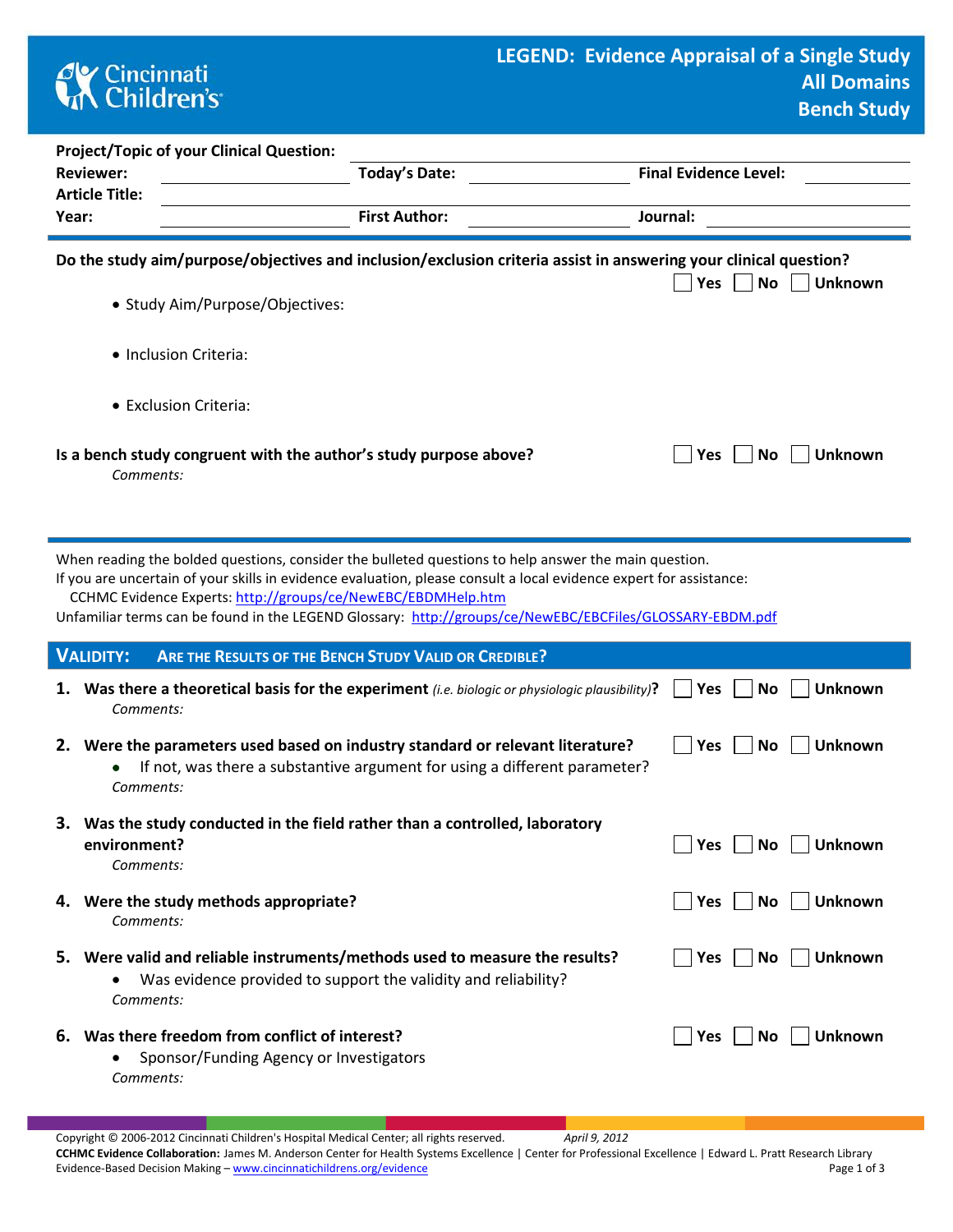# LEGEND: Evidence Appraisal of a Single Study
## All Domains
## Bench Study

**Project/Topic of your Clinical Question:** ______________________

**Reviewer:** ______________ **Today's Date:** ______________ **Final Evidence Level:** ______________

**Article Title:** ______________________

**Year:** ______________ **First Author:** ______________ **Journal:** ______________

---

**Do the study aim/purpose/objectives and inclusion/exclusion criteria assist in answering your clinical question?** ☐ Yes ☐ No ☐ Unknown

- Study Aim/Purpose/Objectives:
- Inclusion Criteria:
- Exclusion Criteria:

**Is a bench study congruent with the author's study purpose above?** ☐ Yes ☐ No ☐ Unknown

*Comments:*

---

When reading the bolded questions, consider the bulleted questions to help answer the main question.
If you are uncertain of your skills in evidence evaluation, please consult a local evidence expert for assistance:
CCHMC Evidence Experts: http://groups/ce/NewEBC/EBDMHelp.htm
Unfamiliar terms can be found in the LEGEND Glossary: http://groups/ce/NewEBC/EBCFiles/GLOSSARY-EBDM.pdf

## VALIDITY: ARE THE RESULTS OF THE BENCH STUDY VALID OR CREDIBLE?

1. **Was there a theoretical basis for the experiment** *(i.e. biologic or physiologic plausibility)***?** ☐ Yes ☐ No ☐ Unknown
   *Comments:*

2. **Were the parameters used based on industry standard or relevant literature?** ☐ Yes ☐ No ☐ Unknown
   - If not, was there a substantive argument for using a different parameter?

   *Comments:*

3. **Was the study conducted in the field rather than a controlled, laboratory environment?** ☐ Yes ☐ No ☐ Unknown
   *Comments:*

4. **Were the study methods appropriate?** ☐ Yes ☐ No ☐ Unknown
   *Comments:*

5. **Were valid and reliable instruments/methods used to measure the results?** ☐ Yes ☐ No ☐ Unknown
   - Was evidence provided to support the validity and reliability?

   *Comments:*

6. **Was there freedom from conflict of interest?** ☐ Yes ☐ No ☐ Unknown
   - Sponsor/Funding Agency or Investigators

   *Comments:*

Copyright © 2006-2012 Cincinnati Children's Hospital Medical Center; all rights reserved. *April 9, 2012*
**CCHMC Evidence Collaboration:** James M. Anderson Center for Health Systems Excellence | Center for Professional Excellence | Edward L. Pratt Research Library
Evidence-Based Decision Making – www.cincinnatichildrens.org/evidence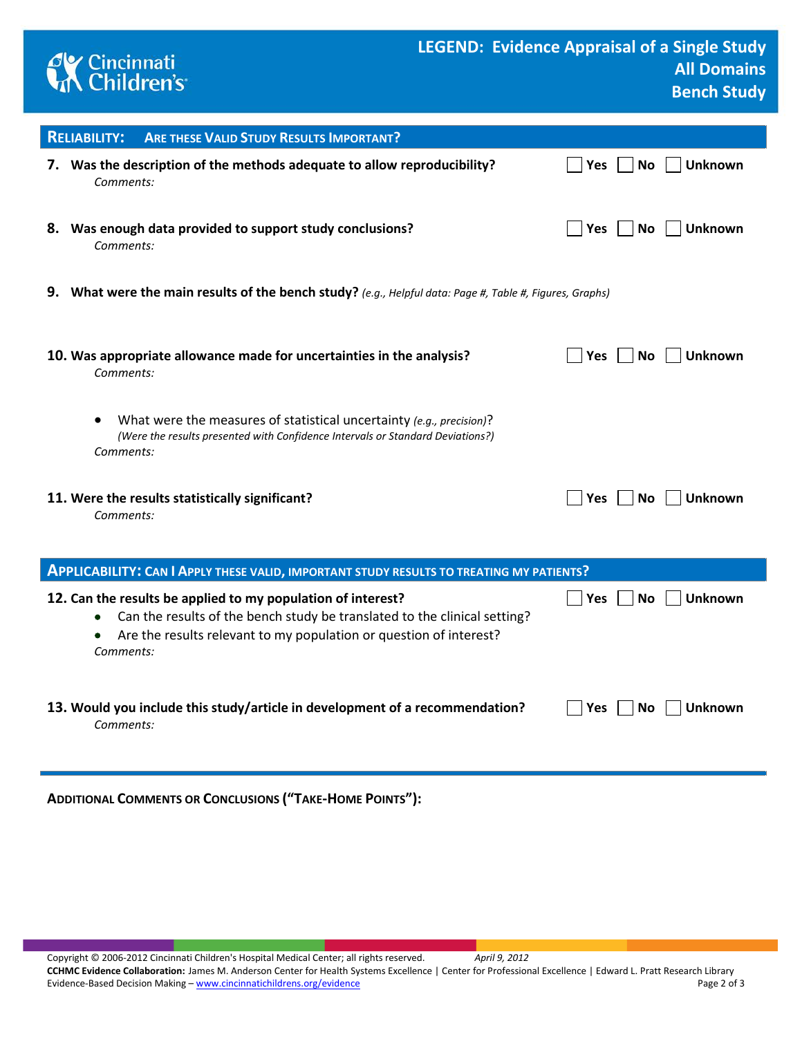## RELIABILITY: ARE THESE VALID STUDY RESULTS IMPORTANT?

**7. Was the description of the methods adequate to allow reproducibility?** ☐ Yes ☐ No ☐ Unknown
*Comments:*

**8. Was enough data provided to support study conclusions?** ☐ Yes ☐ No ☐ Unknown
*Comments:*

**9. What were the main results of the bench study?** *(e.g., Helpful data: Page #, Table #, Figures, Graphs)*

**10. Was appropriate allowance made for uncertainties in the analysis?** ☐ Yes ☐ No ☐ Unknown
*Comments:*

- What were the measures of statistical uncertainty *(e.g., precision)*?
  *(Were the results presented with Confidence Intervals or Standard Deviations?)*

*Comments:*

**11. Were the results statistically significant?** ☐ Yes ☐ No ☐ Unknown
*Comments:*

## APPLICABILITY: CAN I APPLY THESE VALID, IMPORTANT STUDY RESULTS TO TREATING MY PATIENTS?

**12. Can the results be applied to my population of interest?** ☐ Yes ☐ No ☐ Unknown

- Can the results of the bench study be translated to the clinical setting?
- Are the results relevant to my population or question of interest?

*Comments:*

**13. Would you include this study/article in development of a recommendation?** ☐ Yes ☐ No ☐ Unknown
*Comments:*

**ADDITIONAL COMMENTS OR CONCLUSIONS ("TAKE-HOME POINTS"):**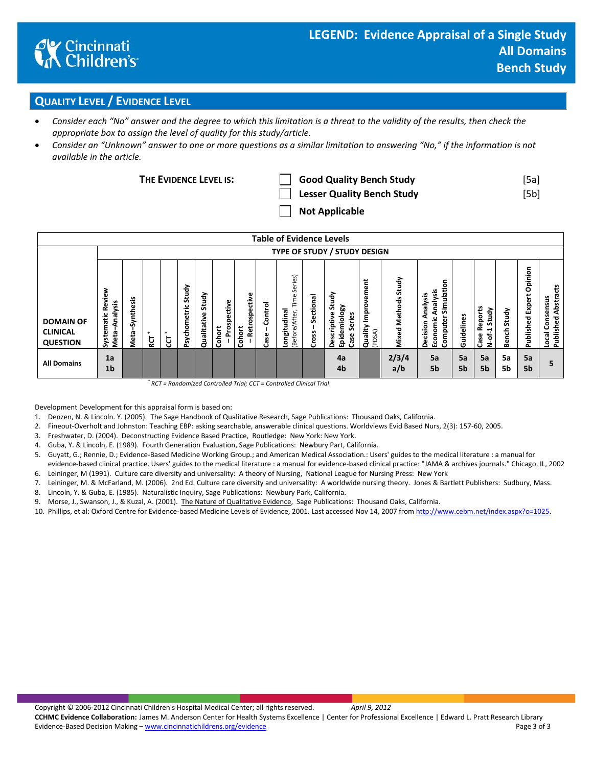# LEGEND: Evidence Appraisal of a Single Study
## All Domains
## Bench Study

## Quality Level / Evidence Level

- *Consider each "No" answer and the degree to which this limitation is a threat to the validity of the results, then check the appropriate box to assign the level of quality for this study/article.*
- *Consider an "Unknown" answer to one or more questions as a similar limitation to answering "No," if the information is not available in the article.*

**The Evidence Level is:**

- ☐ **Good Quality Bench Study** [5a]
- ☐ **Lesser Quality Bench Study** [5b]
- ☐ **Not Applicable**

| Table of Evidence Levels | | | | | | | | | | | | | | | | | | | | | |
|---|---|---|---|---|---|---|---|---|---|---|---|---|---|---|---|---|---|---|---|---|---|
| | TYPE OF STUDY / STUDY DESIGN | | | | | | | | | | | | | | | | | | | | |
| DOMAIN OF CLINICAL QUESTION | Systematic Review Meta–Analysis | Meta–Synthesis | RCT[+] | CCT[+] | Psychometric Study | Qualitative Study | Cohort – Prospective | Cohort – Retrospective | Case – Control | Longitudinal (Before/After, Time Series) | Cross – Sectional | Descriptive Study Epidemiology Case Series | Quality Improvement (PDSA) | Mixed Methods Study | Decision Analysis Economic Analysis Computer Simulation | Guidelines | Case Reports N-of-1 Study | Bench Study | Published Expert Opinion | Local Consensus Published Abstracts |
| All Domains | 1a 1b | | | | | | | | | | | 4a 4b | | 2/3/4 a/b | 5a 5b | 5a 5b | 5a 5b | 5a 5b | 5a 5b | 5 |

*[+] RCT = Randomized Controlled Trial; CCT = Controlled Clinical Trial*

Development Development for this appraisal form is based on:

1. Denzen, N. & Lincoln. Y. (2005). The Sage Handbook of Qualitative Research, Sage Publications: Thousand Oaks, California.
2. Fineout-Overholt and Johnston: Teaching EBP: asking searchable, answerable clinical questions. Worldviews Evid Based Nurs, 2(3): 157-60, 2005.
3. Freshwater, D. (2004). Deconstructing Evidence Based Practice, Routledge: New York: New York.
4. Guba, Y. & Lincoln, E. (1989). Fourth Generation Evaluation, Sage Publications: Newbury Part, California.
5. Guyatt, G.; Rennie, D.; Evidence-Based Medicine Working Group.; and American Medical Association.: Users' guides to the medical literature : a manual for evidence-based clinical practice. Users' guides to the medical literature : a manual for evidence-based clinical practice: "JAMA & archives journals." Chicago, IL, 2002
6. Leininger, M (1991). Culture care diversity and universality: A theory of Nursing, National League for Nursing Press: New York
7. Leininger, M. & McFarland, M. (2006). 2nd Ed. Culture care diversity and universality: A worldwide nursing theory. Jones & Bartlett Publishers: Sudbury, Mass.
8. Lincoln, Y. & Guba, E. (1985). Naturalistic Inquiry, Sage Publications: Newbury Park, California.
9. Morse, J., Swanson, J., & Kuzal, A. (2001). The Nature of Qualitative Evidence, Sage Publications: Thousand Oaks, California.
10. Phillips, et al: Oxford Centre for Evidence-based Medicine Levels of Evidence, 2001. Last accessed Nov 14, 2007 from http://www.cebm.net/index.aspx?o=1025.

Copyright © 2006-2012 Cincinnati Children's Hospital Medical Center; all rights reserved. *April 9, 2012*

**CCHMC Evidence Collaboration:** James M. Anderson Center for Health Systems Excellence | Center for Professional Excellence | Edward L. Pratt Research Library

Evidence-Based Decision Making – www.cincinnatichildrens.org/evidence